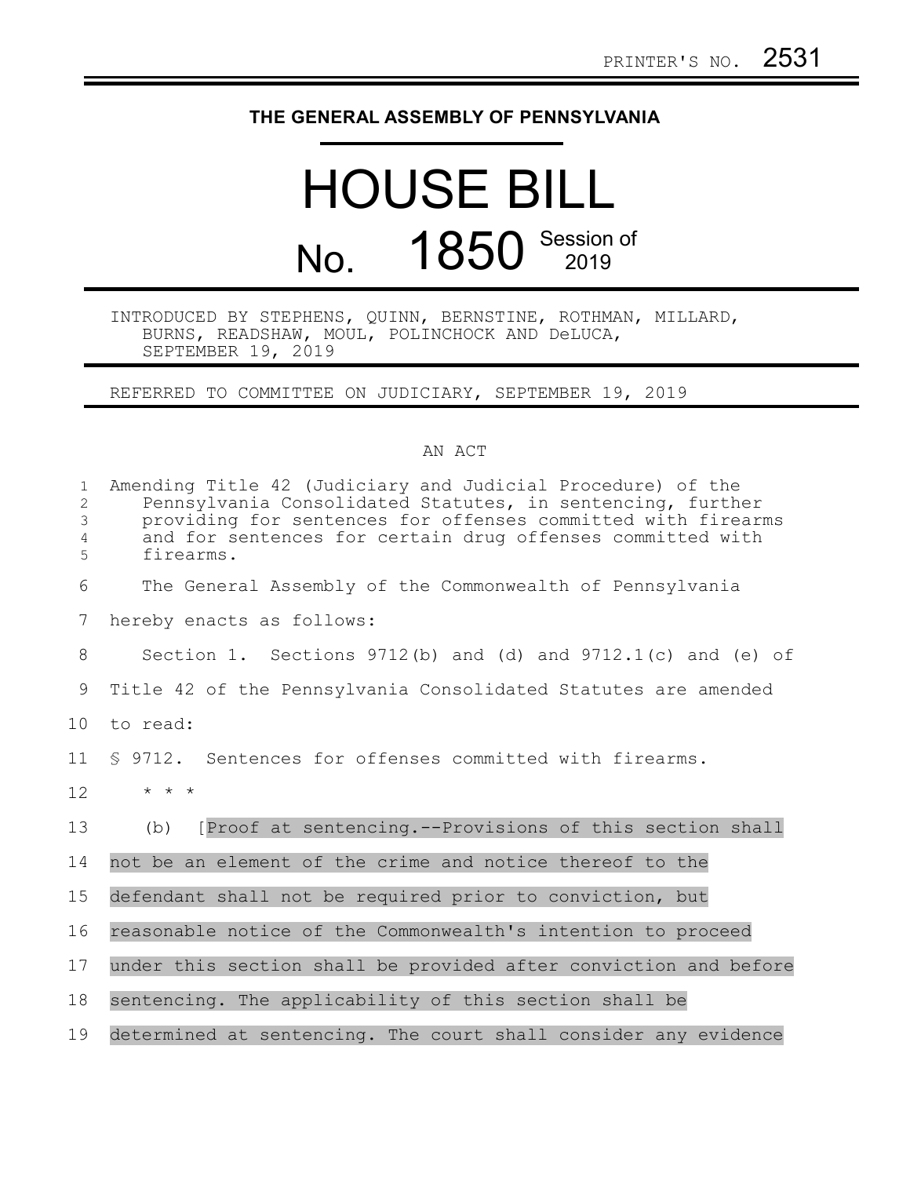PRINTER'S NO. 2531

# THE GENERAL ASSEMBLY OF PENNSYLVANIA

# HOUSE BILL

## No. 1850 Session of 2019

INTRODUCED BY STEPHENS, QUINN, BERNSTINE, ROTHMAN, MILLARD, BURNS, READSHAW, MOUL, POLINCHOCK AND DeLUCA, SEPTEMBER 19, 2019

REFERRED TO COMMITTEE ON JUDICIARY, SEPTEMBER 19, 2019

AN ACT

Amending Title 42 (Judiciary and Judicial Procedure) of the Pennsylvania Consolidated Statutes, in sentencing, further providing for sentences for offenses committed with firearms and for sentences for certain drug offenses committed with firearms.

The General Assembly of the Commonwealth of Pennsylvania hereby enacts as follows:

Section 1. Sections 9712(b) and (d) and 9712.1(c) and (e) of Title 42 of the Pennsylvania Consolidated Statutes are amended to read:

§ 9712. Sentences for offenses committed with firearms.

* * *

(b) [Proof at sentencing.--Provisions of this section shall not be an element of the crime and notice thereof to the defendant shall not be required prior to conviction, but reasonable notice of the Commonwealth's intention to proceed under this section shall be provided after conviction and before sentencing. The applicability of this section shall be determined at sentencing. The court shall consider any evidence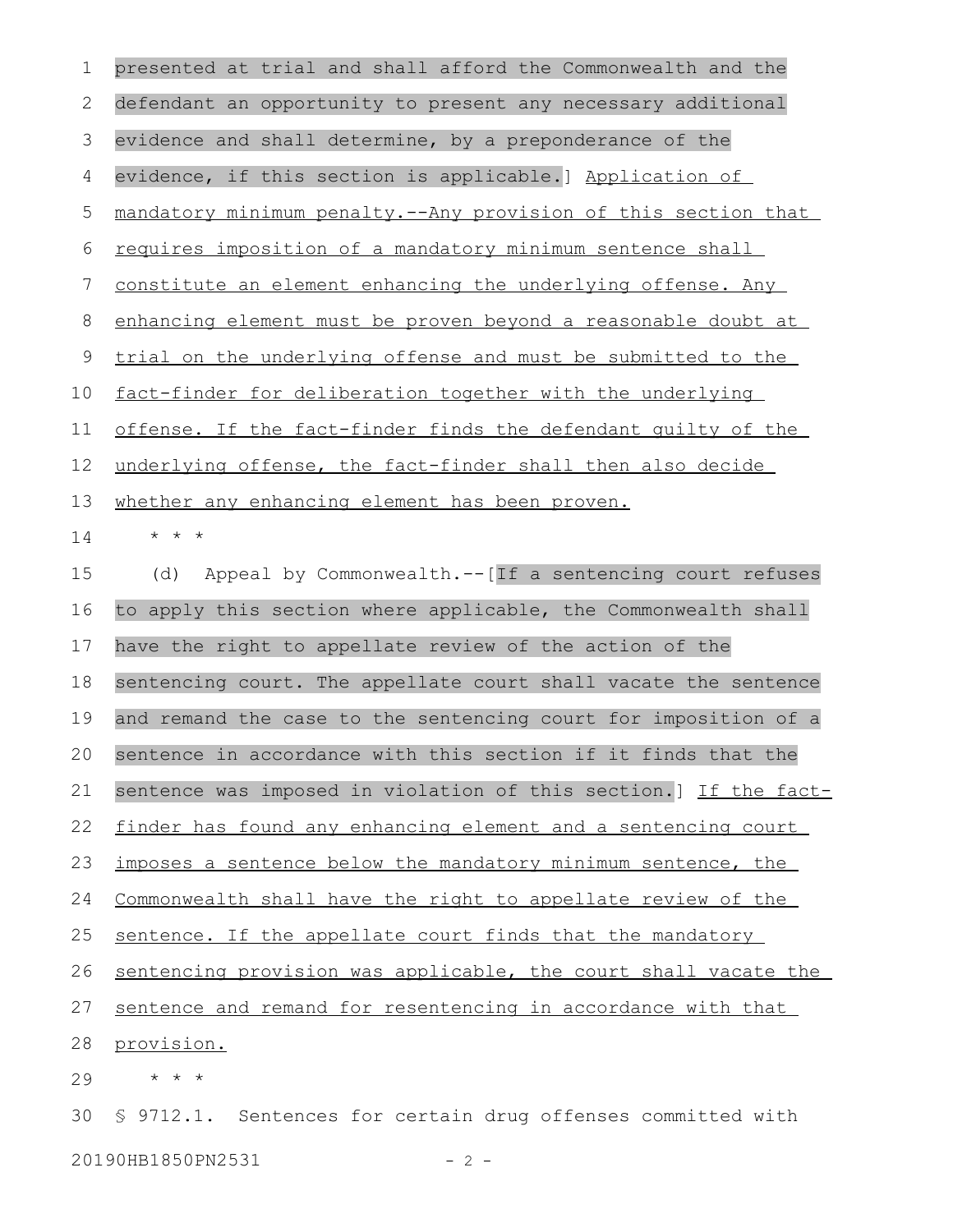presented at trial and shall afford the Commonwealth and the defendant an opportunity to present any necessary additional evidence and shall determine, by a preponderance of the evidence, if this section is applicable.] Application of mandatory minimum penalty.--Any provision of this section that requires imposition of a mandatory minimum sentence shall constitute an element enhancing the underlying offense. Any enhancing element must be proven beyond a reasonable doubt at trial on the underlying offense and must be submitted to the fact-finder for deliberation together with the underlying offense. If the fact-finder finds the defendant guilty of the underlying offense, the fact-finder shall then also decide whether any enhancing element has been proven.

\* \* \*

(d) Appeal by Commonwealth.--[If a sentencing court refuses to apply this section where applicable, the Commonwealth shall have the right to appellate review of the action of the sentencing court. The appellate court shall vacate the sentence and remand the case to the sentencing court for imposition of a sentence in accordance with this section if it finds that the sentence was imposed in violation of this section.] If the fact-finder has found any enhancing element and a sentencing court imposes a sentence below the mandatory minimum sentence, the Commonwealth shall have the right to appellate review of the sentence. If the appellate court finds that the mandatory sentencing provision was applicable, the court shall vacate the sentence and remand for resentencing in accordance with that provision.

\* \* \*

§ 9712.1. Sentences for certain drug offenses committed with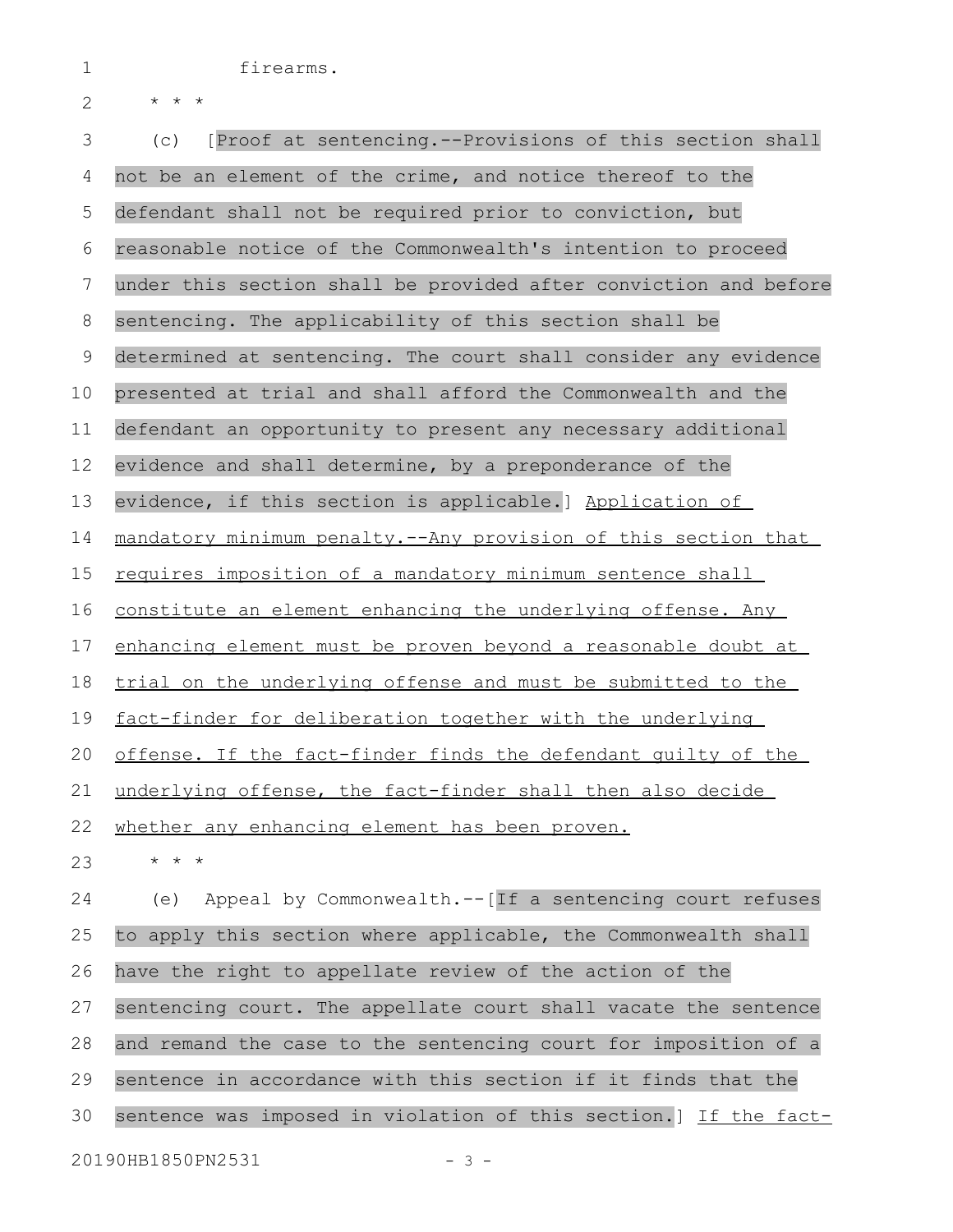firearms.

\* \* \*

(c) [Proof at sentencing.--Provisions of this section shall not be an element of the crime, and notice thereof to the defendant shall not be required prior to conviction, but reasonable notice of the Commonwealth's intention to proceed under this section shall be provided after conviction and before sentencing. The applicability of this section shall be determined at sentencing. The court shall consider any evidence presented at trial and shall afford the Commonwealth and the defendant an opportunity to present any necessary additional evidence and shall determine, by a preponderance of the evidence, if this section is applicable.] <u>Application of mandatory minimum penalty.--Any provision of this section that requires imposition of a mandatory minimum sentence shall constitute an element enhancing the underlying offense. Any enhancing element must be proven beyond a reasonable doubt at trial on the underlying offense and must be submitted to the fact-finder for deliberation together with the underlying offense. If the fact-finder finds the defendant guilty of the underlying offense, the fact-finder shall then also decide whether any enhancing element has been proven.</u>

\* \* \*

(e) Appeal by Commonwealth.--[If a sentencing court refuses to apply this section where applicable, the Commonwealth shall have the right to appellate review of the action of the sentencing court. The appellate court shall vacate the sentence and remand the case to the sentencing court for imposition of a sentence in accordance with this section if it finds that the sentence was imposed in violation of this section.] <u>If the fact-</u>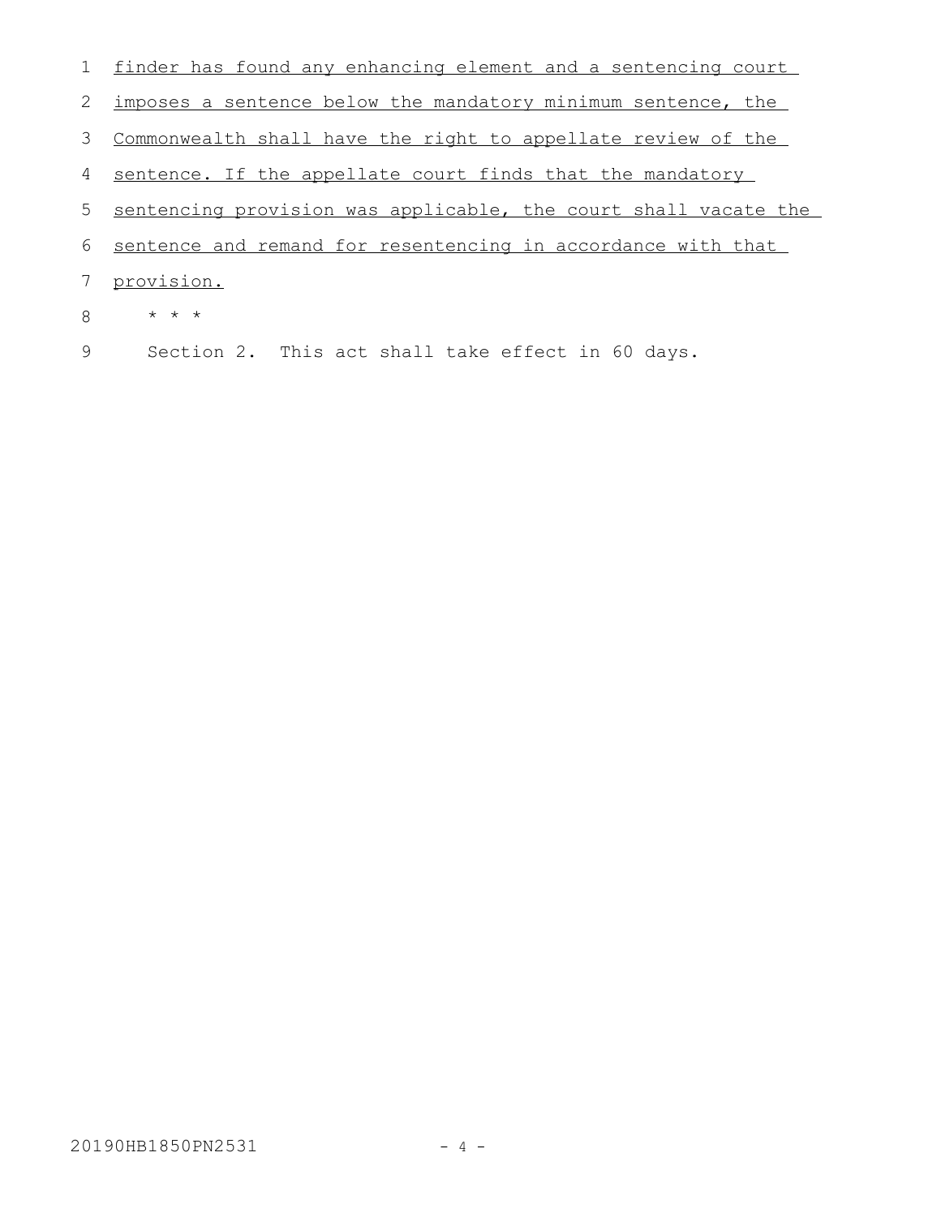finder has found any enhancing element and a sentencing court imposes a sentence below the mandatory minimum sentence, the Commonwealth shall have the right to appellate review of the sentence. If the appellate court finds that the mandatory sentencing provision was applicable, the court shall vacate the sentence and remand for resentencing in accordance with that provision.

\* \* \*

Section 2. This act shall take effect in 60 days.